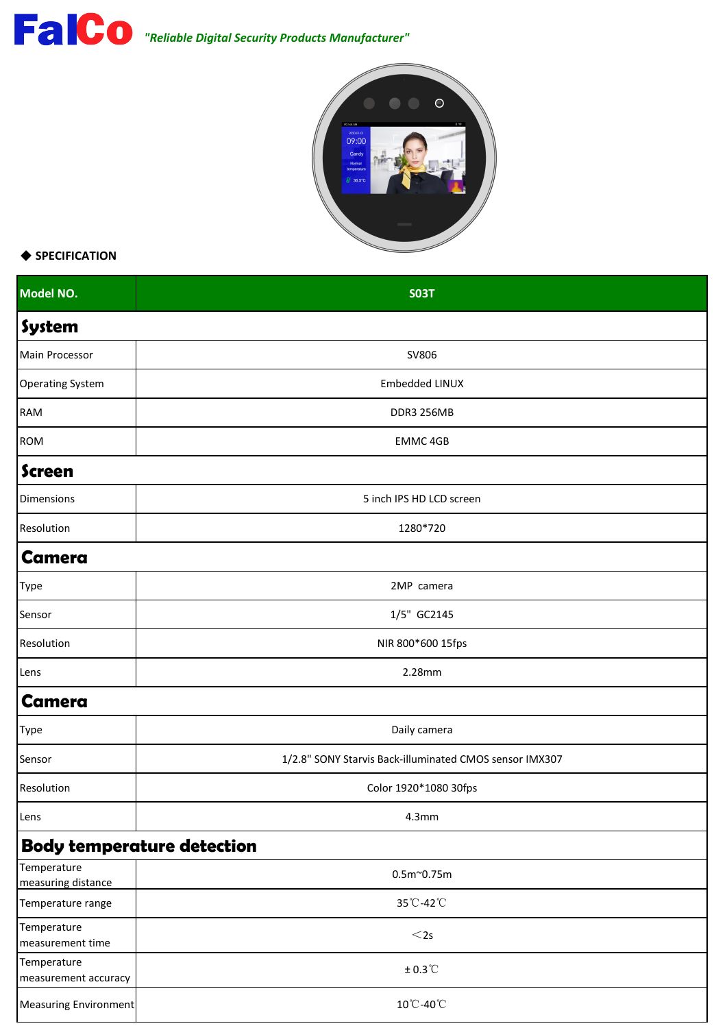# FalCo *"Reliable Digital Security Products Manufacturer"*

◆ **SPECIFICATION**

| Model NO. | S03T |
|---|---|
| **System** | |
| Main Processor | SV806 |
| Operating System | Embedded LINUX |
| RAM | DDR3 256MB |
| ROM | EMMC 4GB |
| **Screen** | |
| Dimensions | 5 inch IPS HD LCD screen |
| Resolution | 1280*720 |
| **Camera** | |
| Type | 2MP camera |
| Sensor | 1/5" GC2145 |
| Resolution | NIR 800*600 15fps |
| Lens | 2.28mm |
| **Camera** | |
| Type | Daily camera |
| Sensor | 1/2.8" SONY Starvis Back-illuminated CMOS sensor IMX307 |
| Resolution | Color 1920*1080 30fps |
| Lens | 4.3mm |
| **Body temperature detection** | |
| Temperature measuring distance | 0.5m~0.75m |
| Temperature range | 35℃-42℃ |
| Temperature measurement time | ＜2s |
| Temperature measurement accuracy | ± 0.3℃ |
| Measuring Environment | 10℃-40℃ |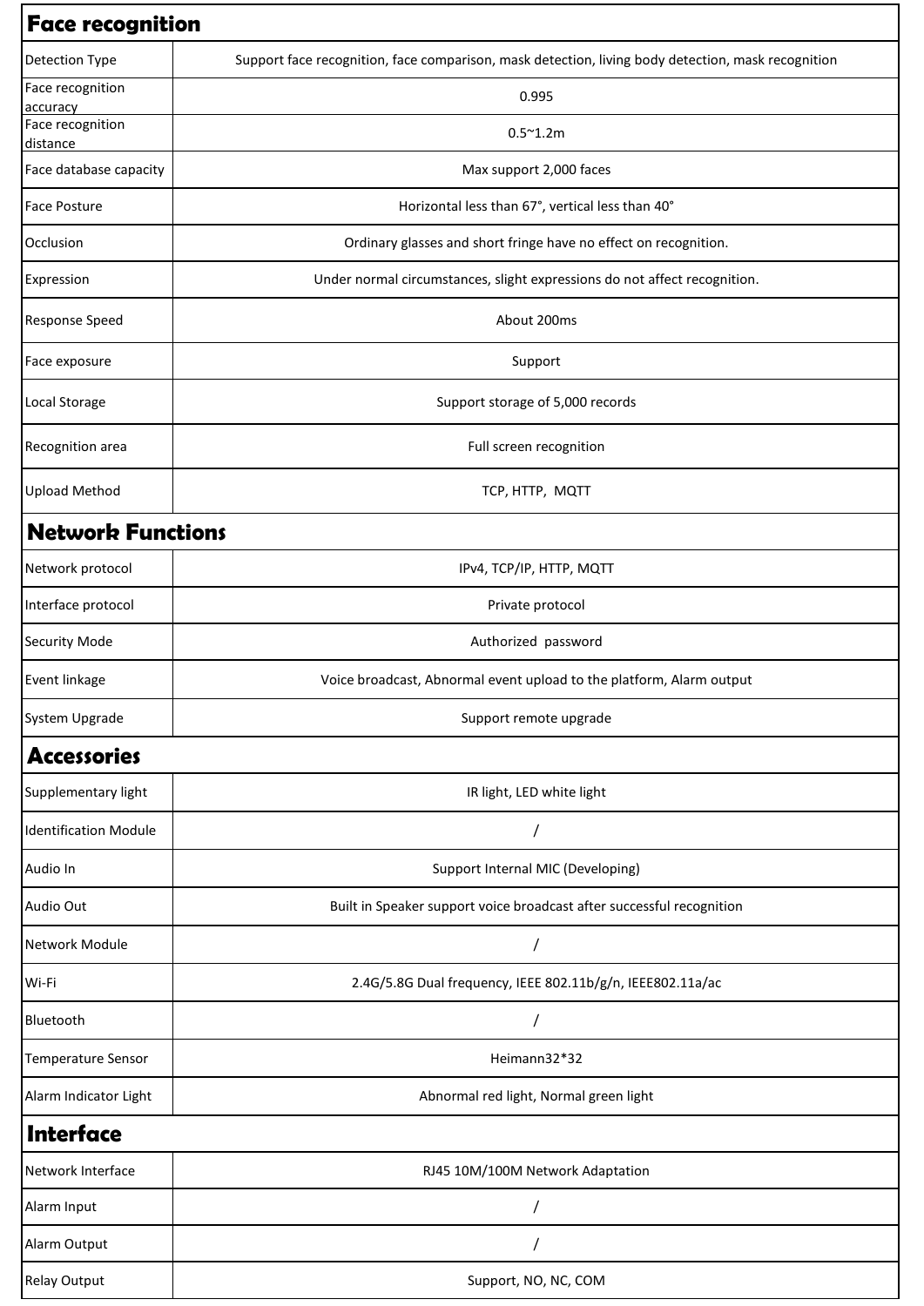## Face recognition

| | |
|---|---|
| Detection Type | Support face recognition, face comparison, mask detection, living body detection, mask recognition |
| Face recognition accuracy | 0.995 |
| Face recognition distance | 0.5~1.2m |
| Face database capacity | Max support 2,000 faces |
| Face Posture | Horizontal less than 67°, vertical less than 40° |
| Occlusion | Ordinary glasses and short fringe have no effect on recognition. |
| Expression | Under normal circumstances, slight expressions do not affect recognition. |
| Response Speed | About 200ms |
| Face exposure | Support |
| Local Storage | Support storage of 5,000 records |
| Recognition area | Full screen recognition |
| Upload Method | TCP, HTTP, MQTT |

## Network Functions

| | |
|---|---|
| Network protocol | IPv4, TCP/IP, HTTP, MQTT |
| Interface protocol | Private protocol |
| Security Mode | Authorized password |
| Event linkage | Voice broadcast, Abnormal event upload to the platform, Alarm output |
| System Upgrade | Support remote upgrade |

## Accessories

| | |
|---|---|
| Supplementary light | IR light, LED white light |
| Identification Module | / |
| Audio In | Support Internal MIC (Developing) |
| Audio Out | Built in Speaker support voice broadcast after successful recognition |
| Network Module | / |
| Wi-Fi | 2.4G/5.8G Dual frequency, IEEE 802.11b/g/n, IEEE802.11a/ac |
| Bluetooth | / |
| Temperature Sensor | Heimann32*32 |
| Alarm Indicator Light | Abnormal red light, Normal green light |

## Interface

| | |
|---|---|
| Network Interface | RJ45 10M/100M Network Adaptation |
| Alarm Input | / |
| Alarm Output | / |
| Relay Output | Support, NO, NC, COM |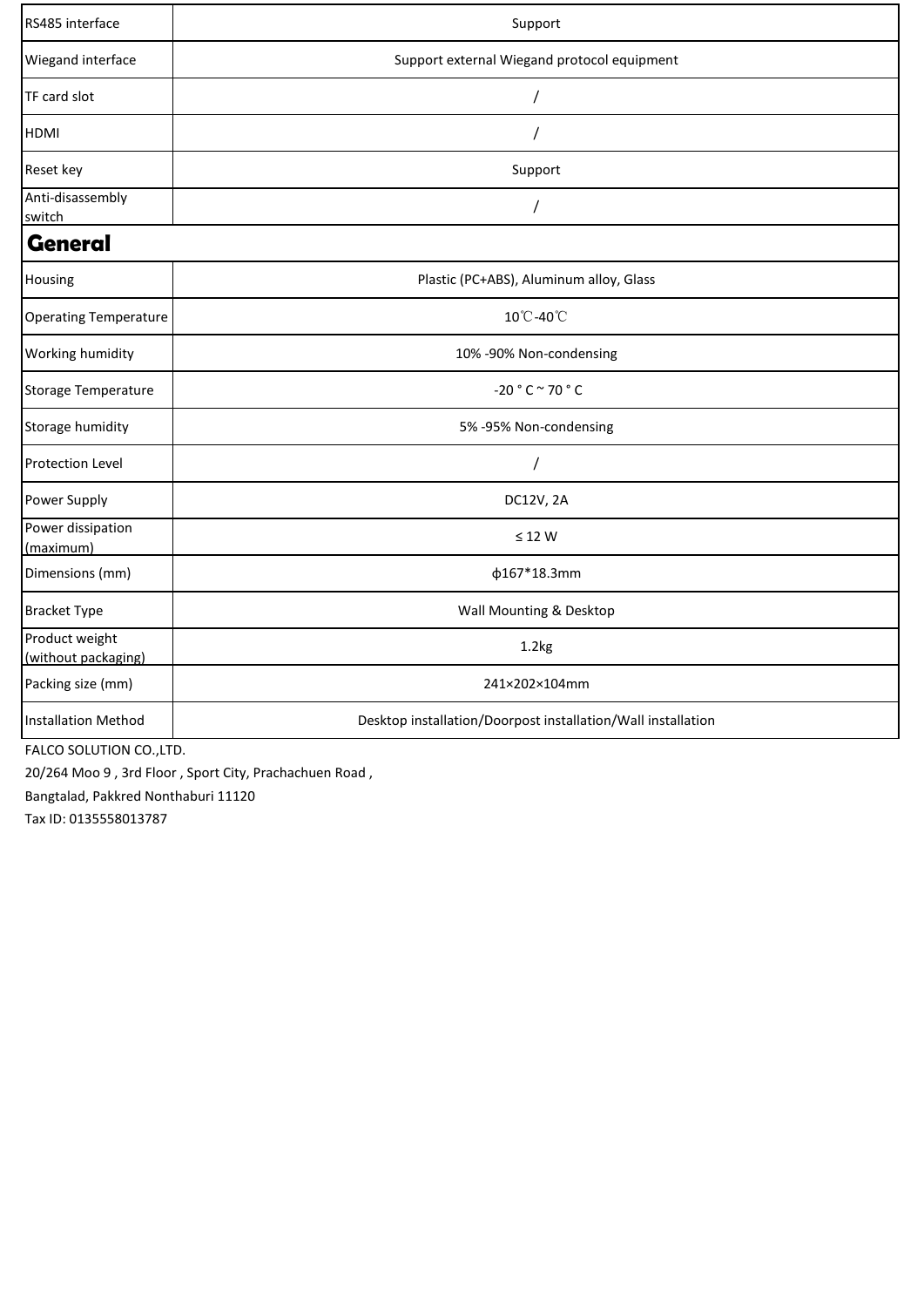| | |
|---|---|
| RS485 interface | Support |
| Wiegand interface | Support external Wiegand protocol equipment |
| TF card slot | / |
| HDMI | / |
| Reset key | Support |
| Anti-disassembly switch | / |

## General

| | |
|---|---|
| Housing | Plastic (PC+ABS), Aluminum alloy, Glass |
| Operating Temperature | 10℃-40℃ |
| Working humidity | 10% -90% Non-condensing |
| Storage Temperature | -20 ° C ~ 70 ° C |
| Storage humidity | 5% -95% Non-condensing |
| Protection Level | / |
| Power Supply | DC12V, 2A |
| Power dissipation (maximum) | ≤ 12 W |
| Dimensions (mm) | ϕ167*18.3mm |
| Bracket Type | Wall Mounting & Desktop |
| Product weight (without packaging) | 1.2kg |
| Packing size (mm) | 241×202×104mm |
| Installation Method | Desktop installation/Doorpost installation/Wall installation |

FALCO SOLUTION CO.,LTD.

20/264 Moo 9 , 3rd Floor , Sport City, Prachachuen Road ,

Bangtalad, Pakkred Nonthaburi 11120

Tax ID: 0135558013787